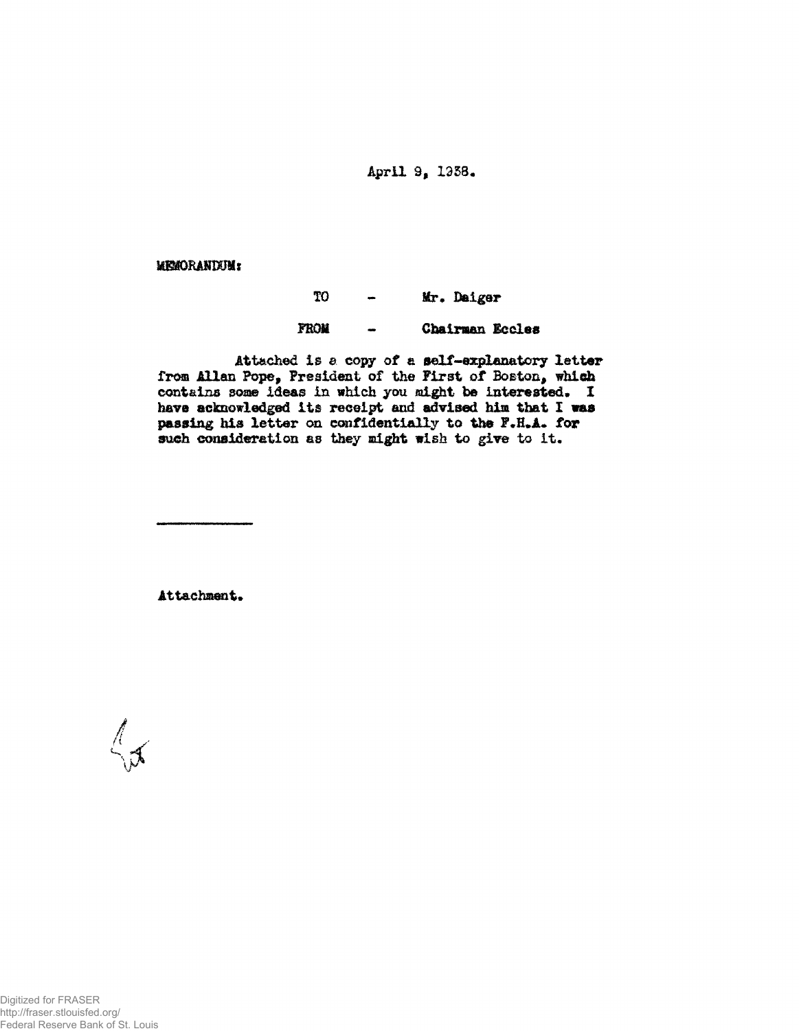April 9, 1938.

MEMORANDUM:

TO - Mr. Daiger

FROM - Chairman Eccles

Attached is a copy of a self-explanatory letter from Allan Pope, President of the First of Boston, which contains some ideas in which you might be interested. I have acknowledged its receipt and advised him that I was passing his letter on confidentially to the F.H.A. for such consideration as they might wish to give to it.

---

Attachment.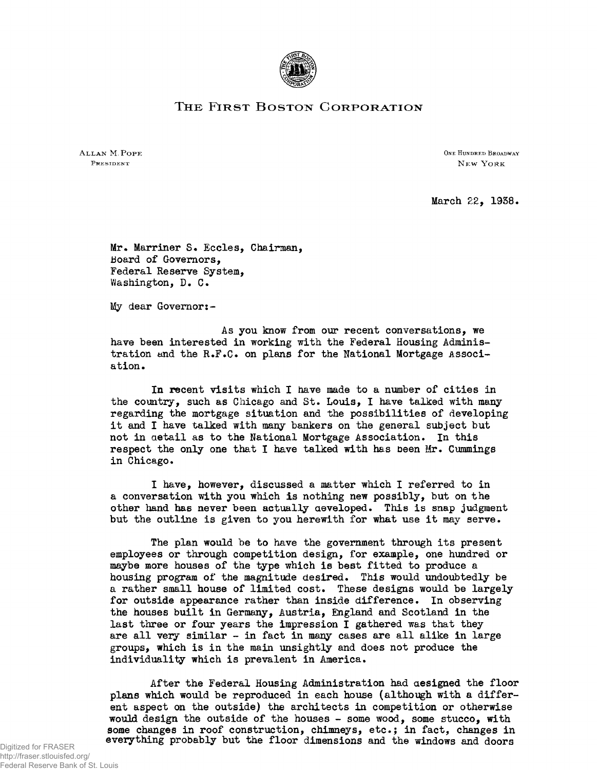THE FIRST BOSTON CORPORATION

ALLAN M. POPE
PRESIDENT

ONE HUNDRED BROADWAY
NEW YORK

March 22, 1938.

Mr. Marriner S. Eccles, Chairman,
Board of Governors,
Federal Reserve System,
Washington, D. C.

My dear Governor:-

As you know from our recent conversations, we have been interested in working with the Federal Housing Administration and the R.F.C. on plans for the National Mortgage Association.

In recent visits which I have made to a number of cities in the country, such as Chicago and St. Louis, I have talked with many regarding the mortgage situation and the possibilities of developing it and I have talked with many bankers on the general subject but not in detail as to the National Mortgage Association. In this respect the only one that I have talked with has been Mr. Cummings in Chicago.

I have, however, discussed a matter which I referred to in a conversation with you which is nothing new possibly, but on the other hand has never been actually developed. This is snap judgment but the outline is given to you herewith for what use it may serve.

The plan would be to have the government through its present employees or through competition design, for example, one hundred or maybe more houses of the type which is best fitted to produce a housing program of the magnitude desired. This would undoubtedly be a rather small house of limited cost. These designs would be largely for outside appearance rather than inside difference. In observing the houses built in Germany, Austria, England and Scotland in the last three or four years the impression I gathered was that they are all very similar - in fact in many cases are all alike in large groups, which is in the main unsightly and does not produce the individuality which is prevalent in America.

After the Federal Housing Administration had designed the floor plans which would be reproduced in each house (although with a different aspect on the outside) the architects in competition or otherwise would design the outside of the houses - some wood, some stucco, with some changes in roof construction, chimneys, etc.; in fact, changes in everything probably but the floor dimensions and the windows and doors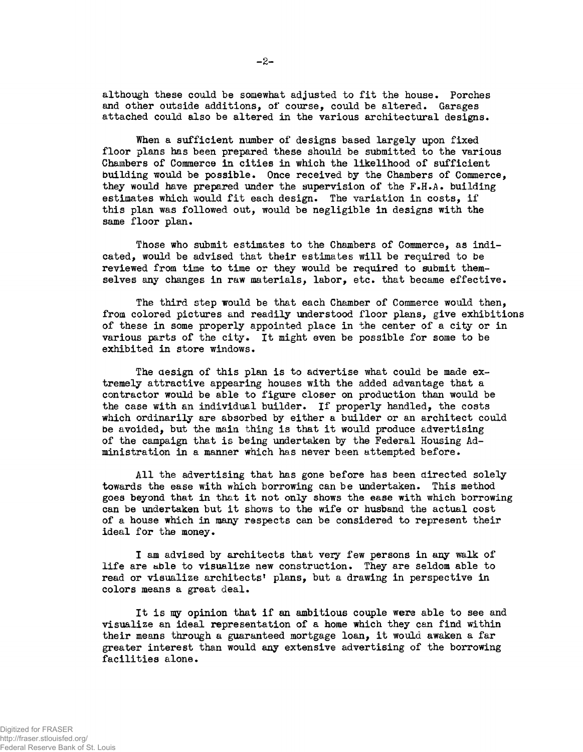although these could be somewhat adjusted to fit the house. Porches and other outside additions, of course, could be altered. Garages attached could also be altered in the various architectural designs.

When a sufficient number of designs based largely upon fixed floor plans has been prepared these should be submitted to the various Chambers of Commerce in cities in which the likelihood of sufficient building would be possible. Once received by the Chambers of Commerce, they would have prepared under the supervision of the F.H.A. building estimates which would fit each design. The variation in costs, if this plan was followed out, would be negligible in designs with the same floor plan.

Those who submit estimates to the Chambers of Commerce, as indicated, would be advised that their estimates will be required to be reviewed from time to time or they would be required to submit themselves any changes in raw materials, labor, etc. that became effective.

The third step would be that each Chamber of Commerce would then, from colored pictures and readily understood floor plans, give exhibitions of these in some properly appointed place in the center of a city or in various parts of the city. It might even be possible for some to be exhibited in store windows.

The design of this plan is to advertise what could be made extremely attractive appearing houses with the added advantage that a contractor would be able to figure closer on production than would be the case with an individual builder. If properly handled, the costs which ordinarily are absorbed by either a builder or an architect could be avoided, but the main thing is that it would produce advertising of the campaign that is being undertaken by the Federal Housing Administration in a manner which has never been attempted before.

All the advertising that has gone before has been directed solely towards the ease with which borrowing can be undertaken. This method goes beyond that in that it not only shows the ease with which borrowing can be undertaken but it shows to the wife or husband the actual cost of a house which in many respects can be considered to represent their ideal for the money.

I am advised by architects that very few persons in any walk of life are able to visualize new construction. They are seldom able to read or visualize architects' plans, but a drawing in perspective in colors means a great deal.

It is my opinion that if an ambitious couple were able to see and visualize an ideal representation of a home which they can find within their means through a guaranteed mortgage loan, it would awaken a far greater interest than would any extensive advertising of the borrowing facilities alone.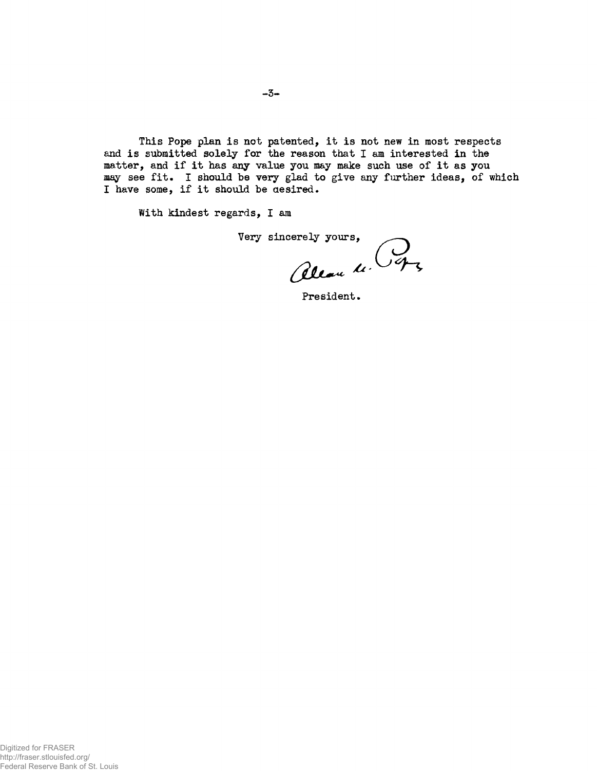This Pope plan is not patented, it is not new in most respects and is submitted solely for the reason that I am interested in the matter, and if it has any value you may make such use of it as you may see fit. I should be very glad to give any further ideas, of which I have some, if it should be desired.

With kindest regards, I am

Very sincerely yours,

Allan M. Pope

President.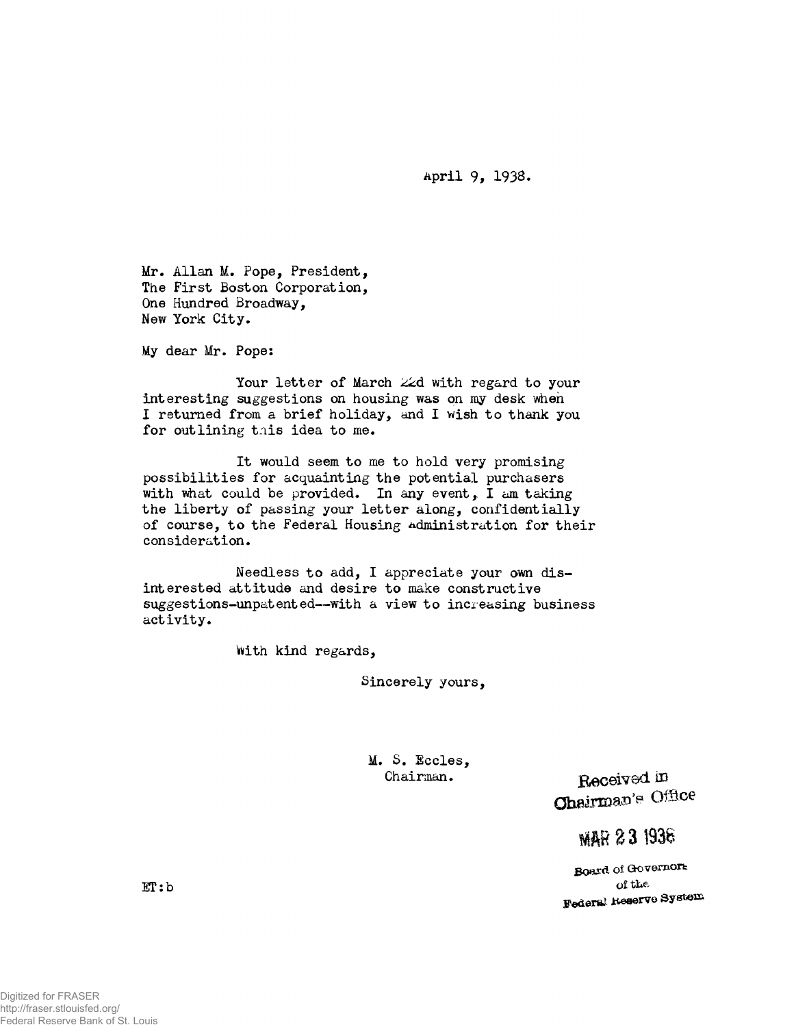April 9, 1938.

Mr. Allan M. Pope, President,
The First Boston Corporation,
One Hundred Broadway,
New York City.

My dear Mr. Pope:

Your letter of March 22d with regard to your interesting suggestions on housing was on my desk when I returned from a brief holiday, and I wish to thank you for outlining this idea to me.

It would seem to me to hold very promising possibilities for acquainting the potential purchasers with what could be provided. In any event, I am taking the liberty of passing your letter along, confidentially of course, to the Federal Housing Administration for their consideration.

Needless to add, I appreciate your own disinterested attitude and desire to make constructive suggestions-unpatented--with a view to increasing business activity.

With kind regards,

Sincerely yours,

M. S. Eccles,
Chairman.

Received in
Chairman's Office
MAR 23 1938
Board of Governors
of the
Federal Reserve System

ET:b